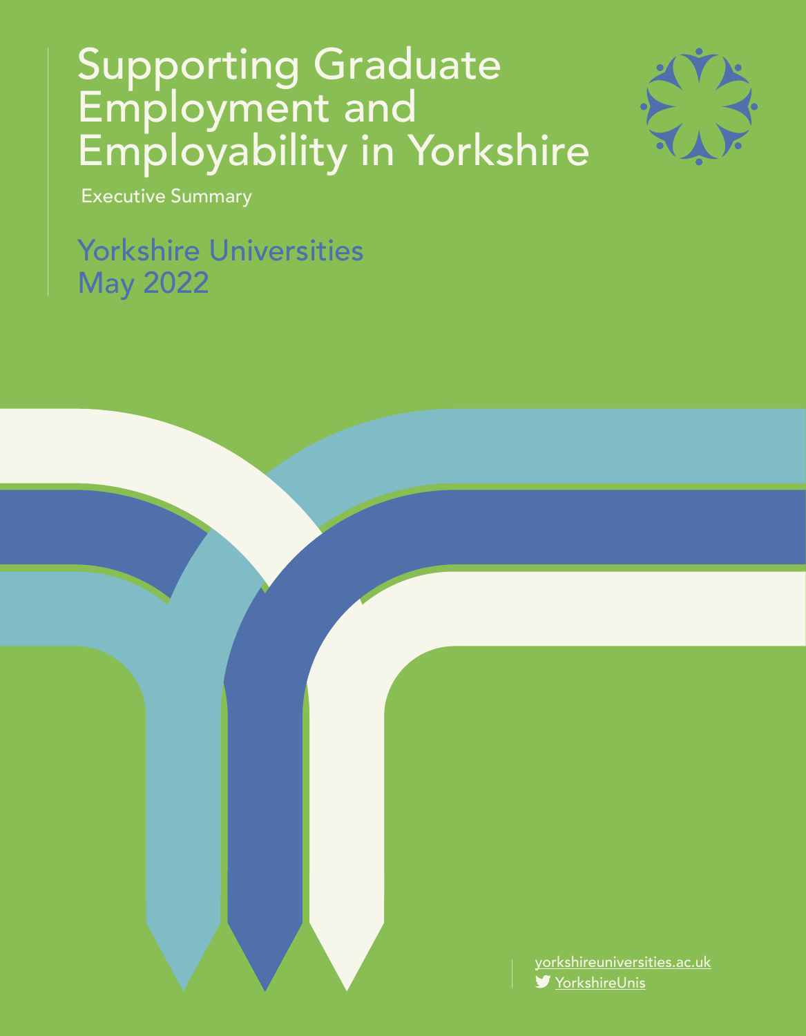# Supporting Graduate Employment and Employability in Yorkshire

Executive Summary

## Yorkshire Universities
## May 2022

yorkshireuniversities.ac.uk
YorkshireUnis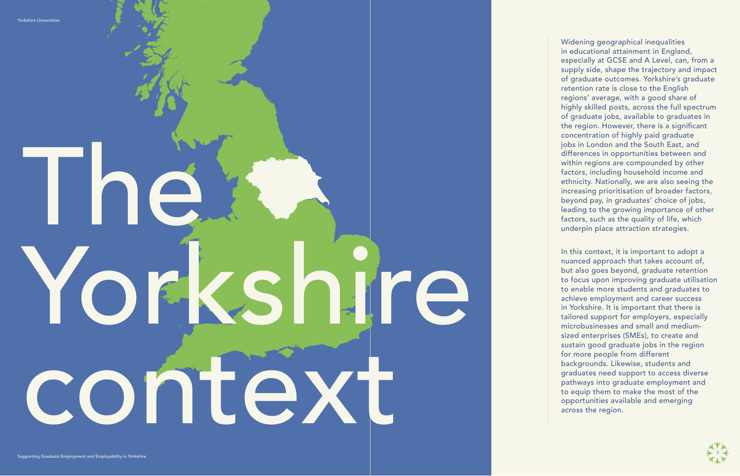# The Yorkshire context

Widening geographical inequalities in educational attainment in England, especially at GCSE and A Level, can, from a supply side, shape the trajectory and impact of graduate outcomes. Yorkshire's graduate retention rate is close to the English regions' average, with a good share of highly skilled posts, across the full spectrum of graduate jobs, available to graduates in the region. However, there is a significant concentration of highly paid graduate jobs in London and the South East, and differences in opportunities between and within regions are compounded by other factors, including household income and ethnicity. Nationally, we are also seeing the increasing prioritisation of broader factors, beyond pay, in graduates' choice of jobs, leading to the growing importance of other factors, such as the quality of life, which underpin place attraction strategies.

In this context, it is important to adopt a nuanced approach that takes account of, but also goes beyond, graduate retention to focus upon improving graduate utilisation to enable more students and graduates to achieve employment and career success in Yorkshire. It is important that there is tailored support for employers, especially microbusinesses and small and medium-sized enterprises (SMEs), to create and sustain good graduate jobs in the region for more people from different backgrounds. Likewise, students and graduates need support to access diverse pathways into graduate employment and to equip them to make the most of the opportunities available and emerging across the region.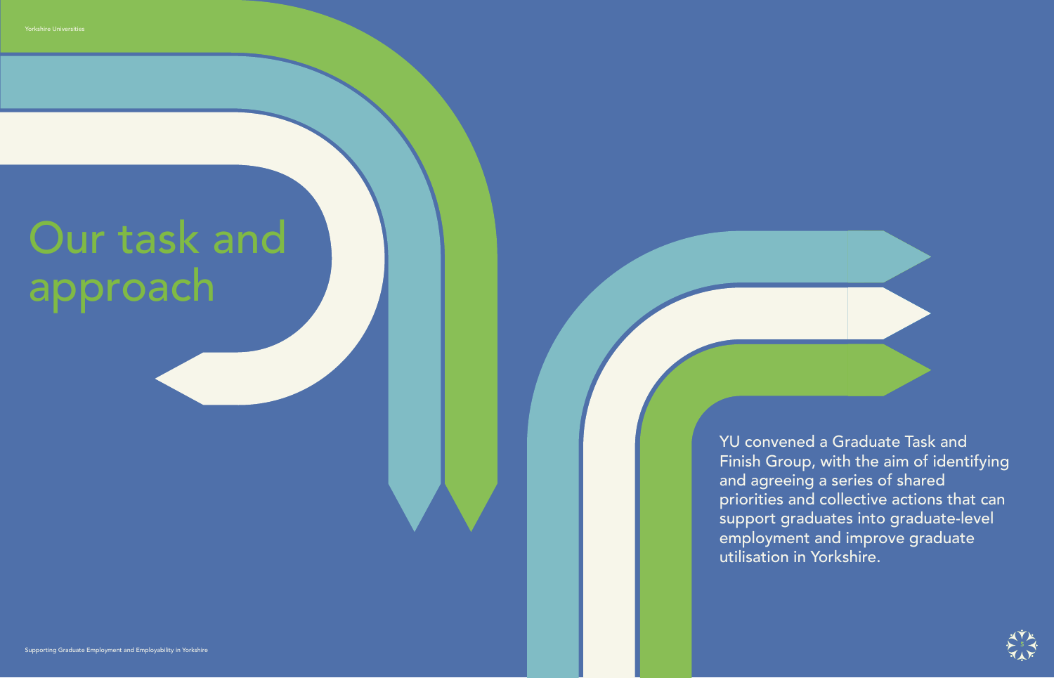# Our task and approach

YU convened a Graduate Task and Finish Group, with the aim of identifying and agreeing a series of shared priorities and collective actions that can support graduates into graduate-level employment and improve graduate utilisation in Yorkshire.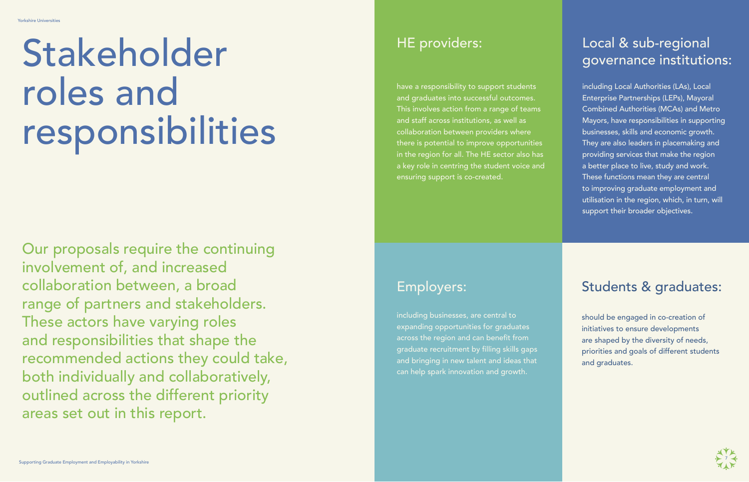# Stakeholder roles and responsibilities

Our proposals require the continuing involvement of, and increased collaboration between, a broad range of partners and stakeholders. These actors have varying roles and responsibilities that shape the recommended actions they could take, both individually and collaboratively, outlined across the different priority areas set out in this report.

## HE providers:

have a responsibility to support students and graduates into successful outcomes. This involves action from a range of teams and staff across institutions, as well as collaboration between providers where there is potential to improve opportunities in the region for all. The HE sector also has a key role in centring the student voice and ensuring support is co-created.

## Local & sub-regional governance institutions:

including Local Authorities (LAs), Local Enterprise Partnerships (LEPs), Mayoral Combined Authorities (MCAs) and Metro Mayors, have responsibilities in supporting businesses, skills and economic growth. They are also leaders in placemaking and providing services that make the region a better place to live, study and work. These functions mean they are central to improving graduate employment and utilisation in the region, which, in turn, will support their broader objectives.

## Employers:

including businesses, are central to expanding opportunities for graduates across the region and can benefit from graduate recruitment by filling skills gaps and bringing in new talent and ideas that can help spark innovation and growth.

## Students & graduates:

should be engaged in co-creation of initiatives to ensure developments are shaped by the diversity of needs, priorities and goals of different students and graduates.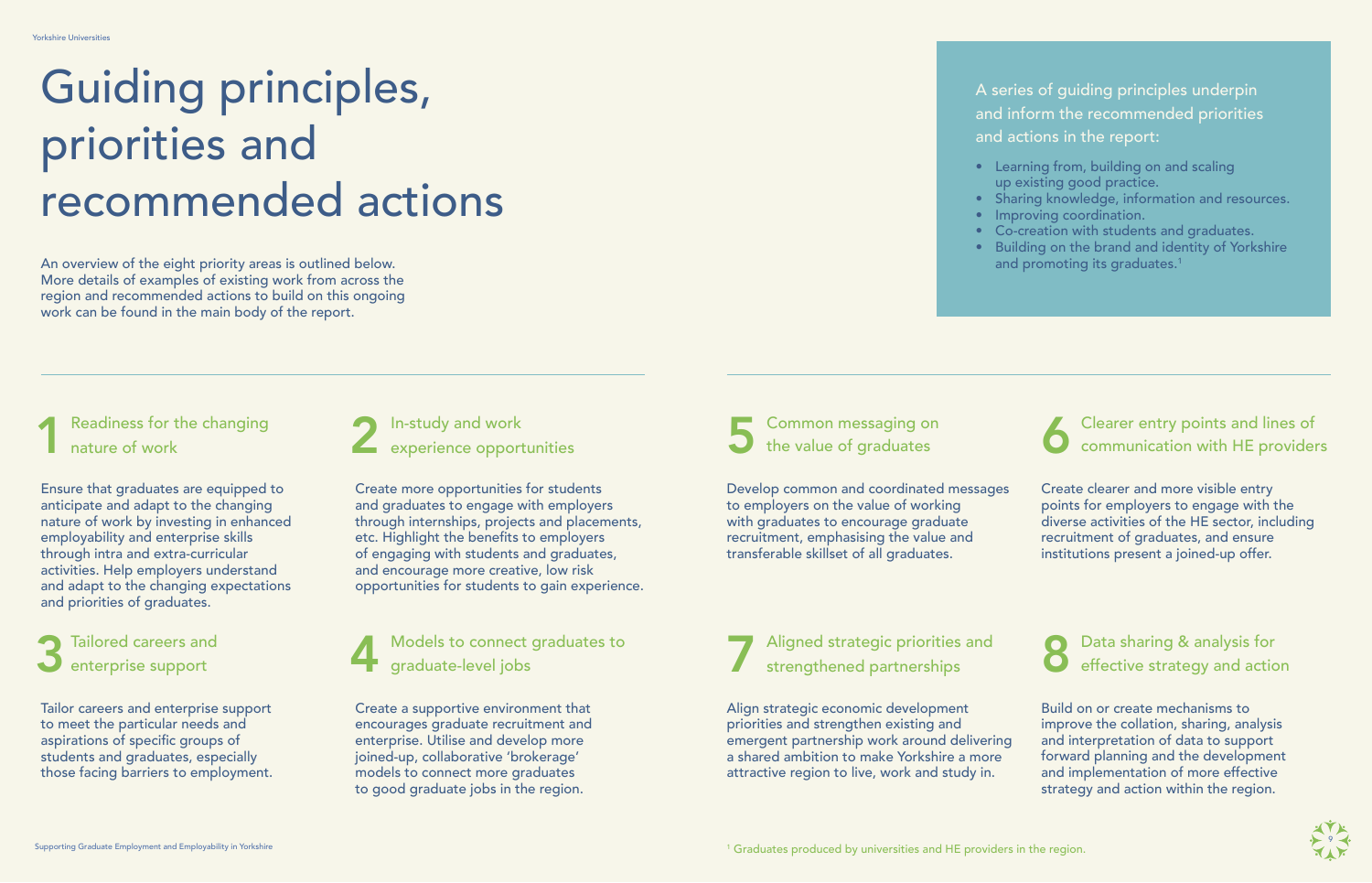# Guiding principles, priorities and recommended actions

An overview of the eight priority areas is outlined below. More details of examples of existing work from across the region and recommended actions to build on this ongoing work can be found in the main body of the report.

A series of guiding principles underpin and inform the recommended priorities and actions in the report:

- Learning from, building on and scaling up existing good practice.
- Sharing knowledge, information and resources.
- Improving coordination.
- Co-creation with students and graduates.
- Building on the brand and identity of Yorkshire and promoting its graduates.[1]

## 1 Readiness for the changing nature of work

Ensure that graduates are equipped to anticipate and adapt to the changing nature of work by investing in enhanced employability and enterprise skills through intra and extra-curricular activities. Help employers understand and adapt to the changing expectations and priorities of graduates.

## 2 In-study and work experience opportunities

Create more opportunities for students and graduates to engage with employers through internships, projects and placements, etc. Highlight the benefits to employers of engaging with students and graduates, and encourage more creative, low risk opportunities for students to gain experience.

## 3 Tailored careers and enterprise support

Tailor careers and enterprise support to meet the particular needs and aspirations of specific groups of students and graduates, especially those facing barriers to employment.

## 4 Models to connect graduates to graduate-level jobs

Create a supportive environment that encourages graduate recruitment and enterprise. Utilise and develop more joined-up, collaborative 'brokerage' models to connect more graduates to good graduate jobs in the region.

## 5 Common messaging on the value of graduates

Develop common and coordinated messages to employers on the value of working with graduates to encourage graduate recruitment, emphasising the value and transferable skillset of all graduates.

## 6 Clearer entry points and lines of communication with HE providers

Create clearer and more visible entry points for employers to engage with the diverse activities of the HE sector, including recruitment of graduates, and ensure institutions present a joined-up offer.

## 7 Aligned strategic priorities and strengthened partnerships

Align strategic economic development priorities and strengthen existing and emergent partnership work around delivering a shared ambition to make Yorkshire a more attractive region to live, work and study in.

## 8 Data sharing & analysis for effective strategy and action

Build on or create mechanisms to improve the collation, sharing, analysis and interpretation of data to support forward planning and the development and implementation of more effective strategy and action within the region.

[1] Graduates produced by universities and HE providers in the region.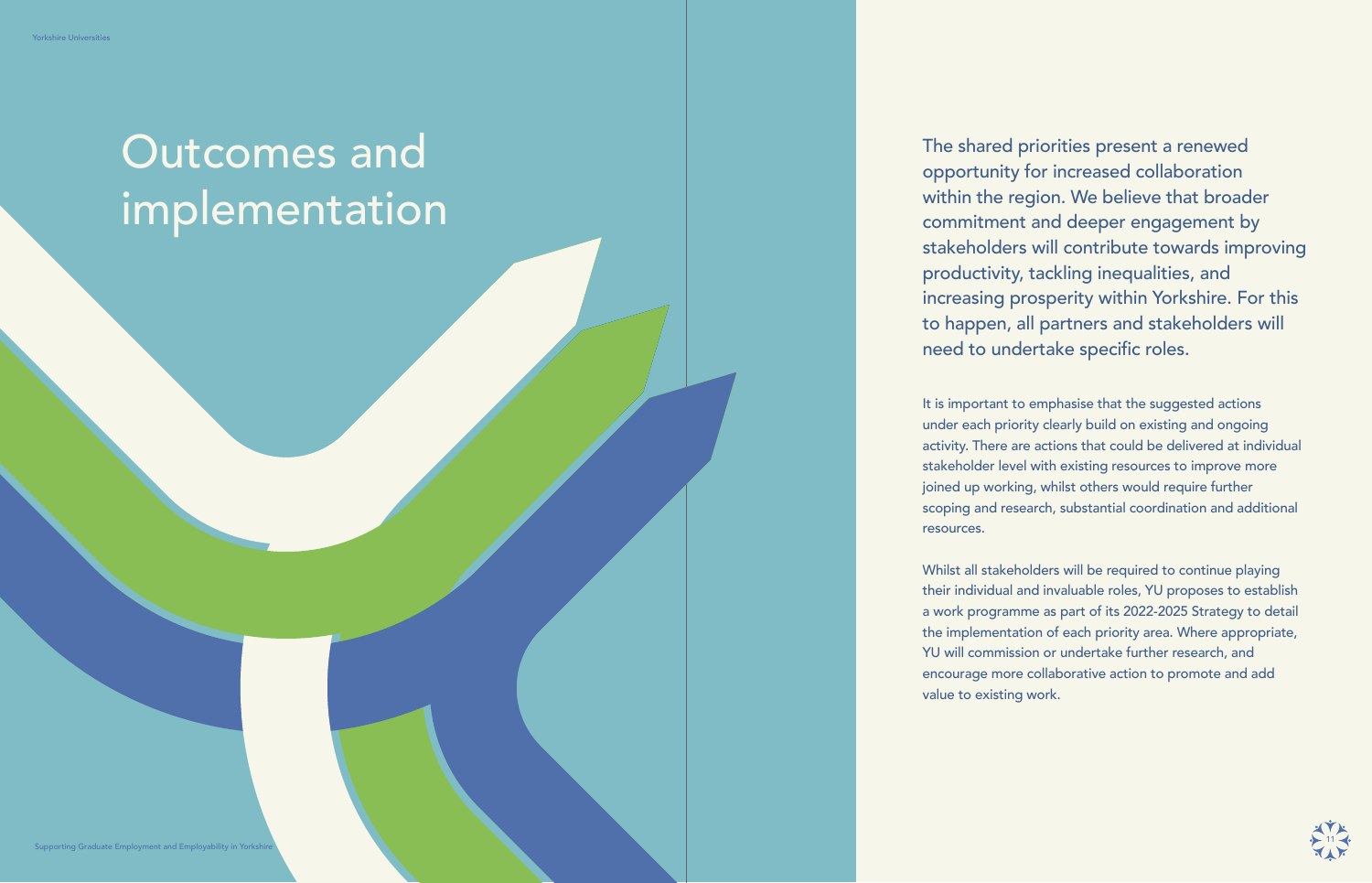# Outcomes and implementation

The shared priorities present a renewed opportunity for increased collaboration within the region. We believe that broader commitment and deeper engagement by stakeholders will contribute towards improving productivity, tackling inequalities, and increasing prosperity within Yorkshire. For this to happen, all partners and stakeholders will need to undertake specific roles.

It is important to emphasise that the suggested actions under each priority clearly build on existing and ongoing activity. There are actions that could be delivered at individual stakeholder level with existing resources to improve more joined up working, whilst others would require further scoping and research, substantial coordination and additional resources.

Whilst all stakeholders will be required to continue playing their individual and invaluable roles, YU proposes to establish a work programme as part of its 2022-2025 Strategy to detail the implementation of each priority area. Where appropriate, YU will commission or undertake further research, and encourage more collaborative action to promote and add value to existing work.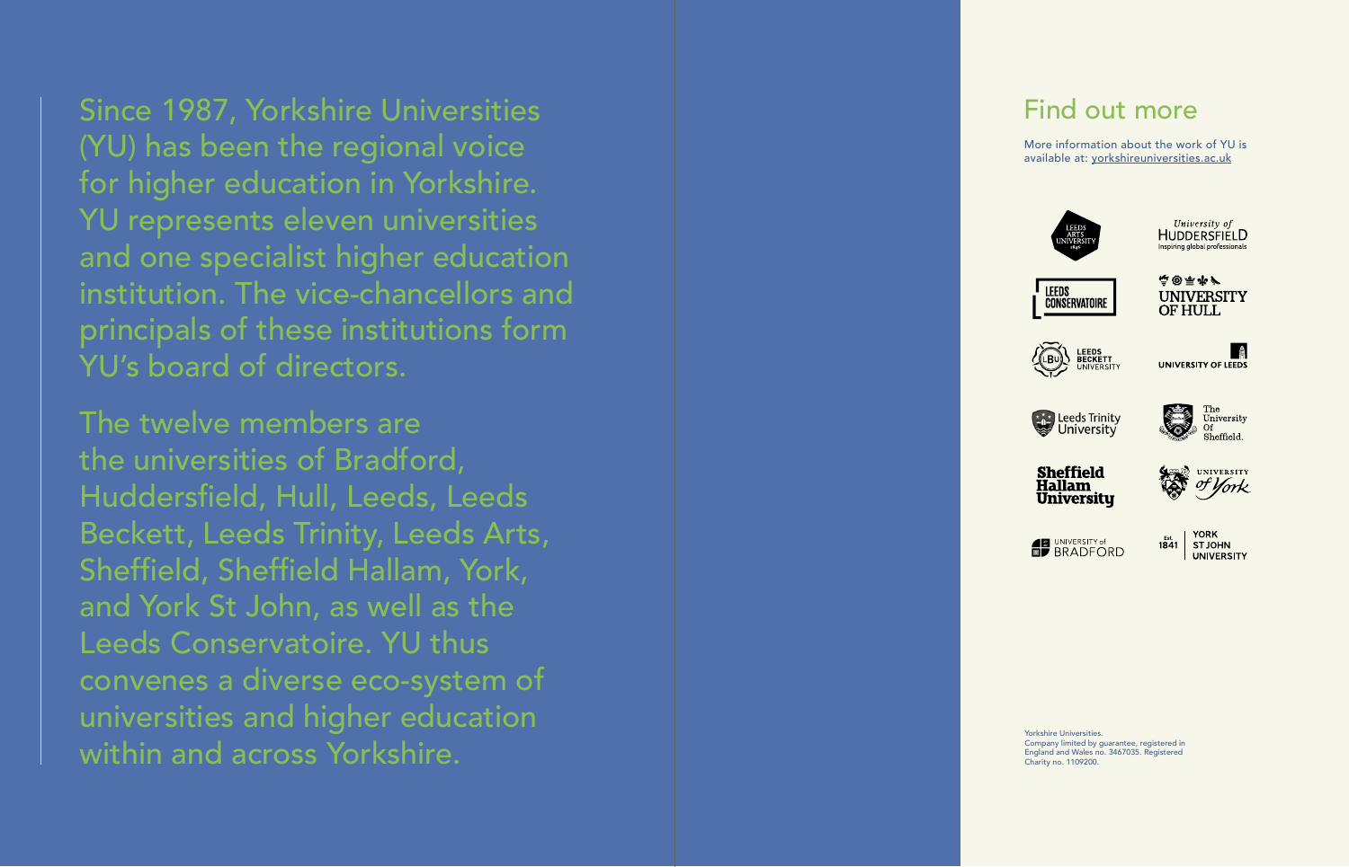Since 1987, Yorkshire Universities (YU) has been the regional voice for higher education in Yorkshire. YU represents eleven universities and one specialist higher education institution. The vice-chancellors and principals of these institutions form YU's board of directors.

The twelve members are the universities of Bradford, Huddersfield, Hull, Leeds, Leeds Beckett, Leeds Trinity, Leeds Arts, Sheffield, Sheffield Hallam, York, and York St John, as well as the Leeds Conservatoire. YU thus convenes a diverse eco-system of universities and higher education within and across Yorkshire.

## Find out more

More information about the work of YU is available at: yorkshireuniversities.ac.uk

Yorkshire Universities.
Company limited by guarantee, registered in England and Wales no. 3467035. Registered Charity no. 1109200.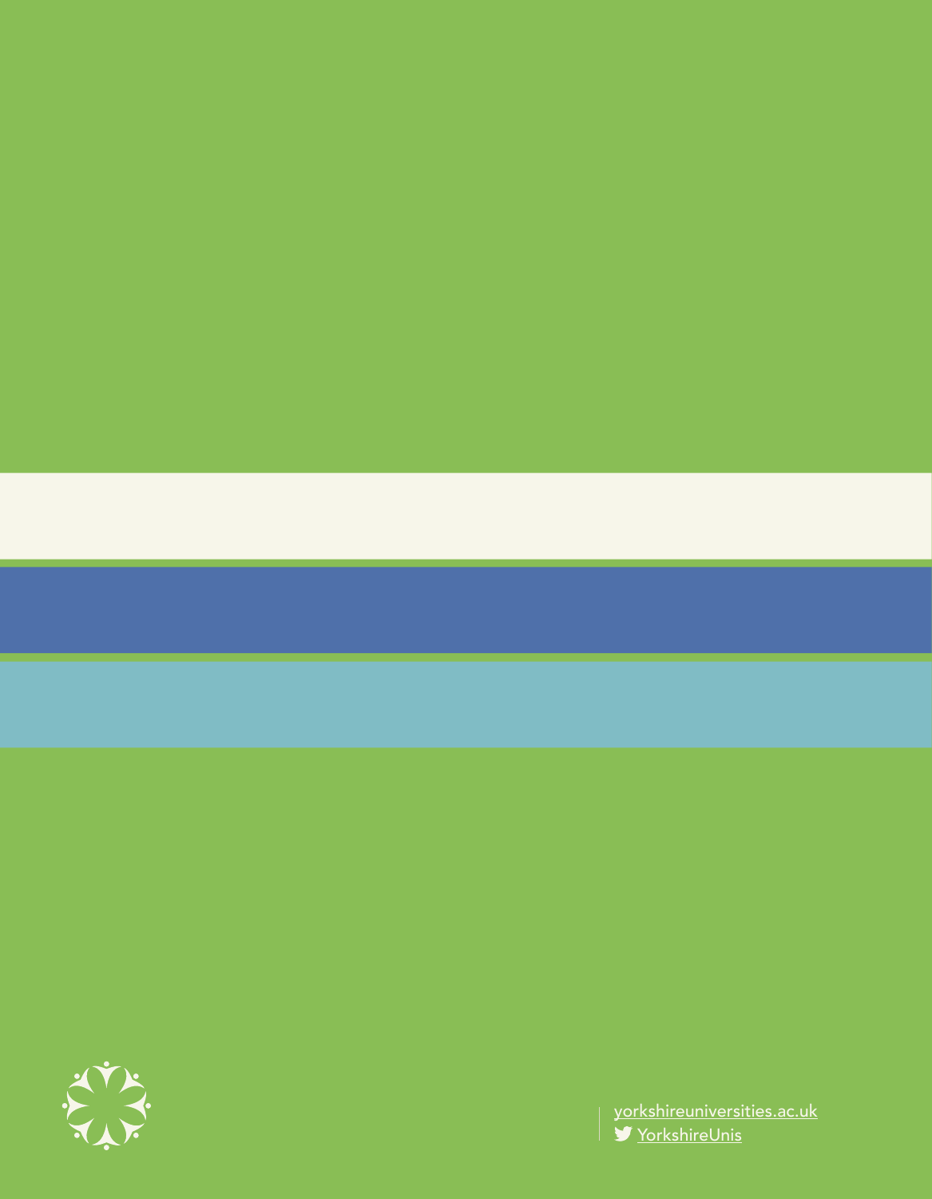yorkshireuniversities.ac.uk
YorkshireUnis